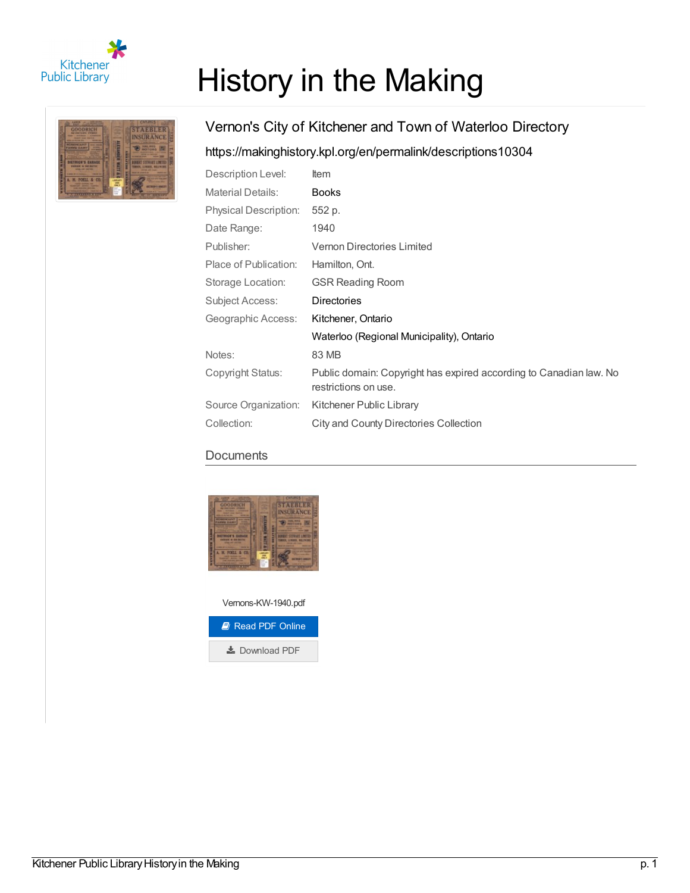# History in the Making

## Vernon's City of Kitchener and Town of Waterloo Directory

https://makinghistory.kpl.org/en/permalink/descriptions10304

| | |
|---|---|
| Description Level: | Item |
| Material Details: | Books |
| Physical Description: | 552 p. |
| Date Range: | 1940 |
| Publisher: | Vernon Directories Limited |
| Place of Publication: | Hamilton, Ont. |
| Storage Location: | GSR Reading Room |
| Subject Access: | Directories |
| Geographic Access: | Kitchener, Ontario |
| | Waterloo (Regional Municipality), Ontario |
| Notes: | 83 MB |
| Copyright Status: | Public domain: Copyright has expired according to Canadian law. No restrictions on use. |
| Source Organization: | Kitchener Public Library |
| Collection: | City and County Directories Collection |

### Documents

Vernons-KW-1940.pdf

Read PDF Online

Download PDF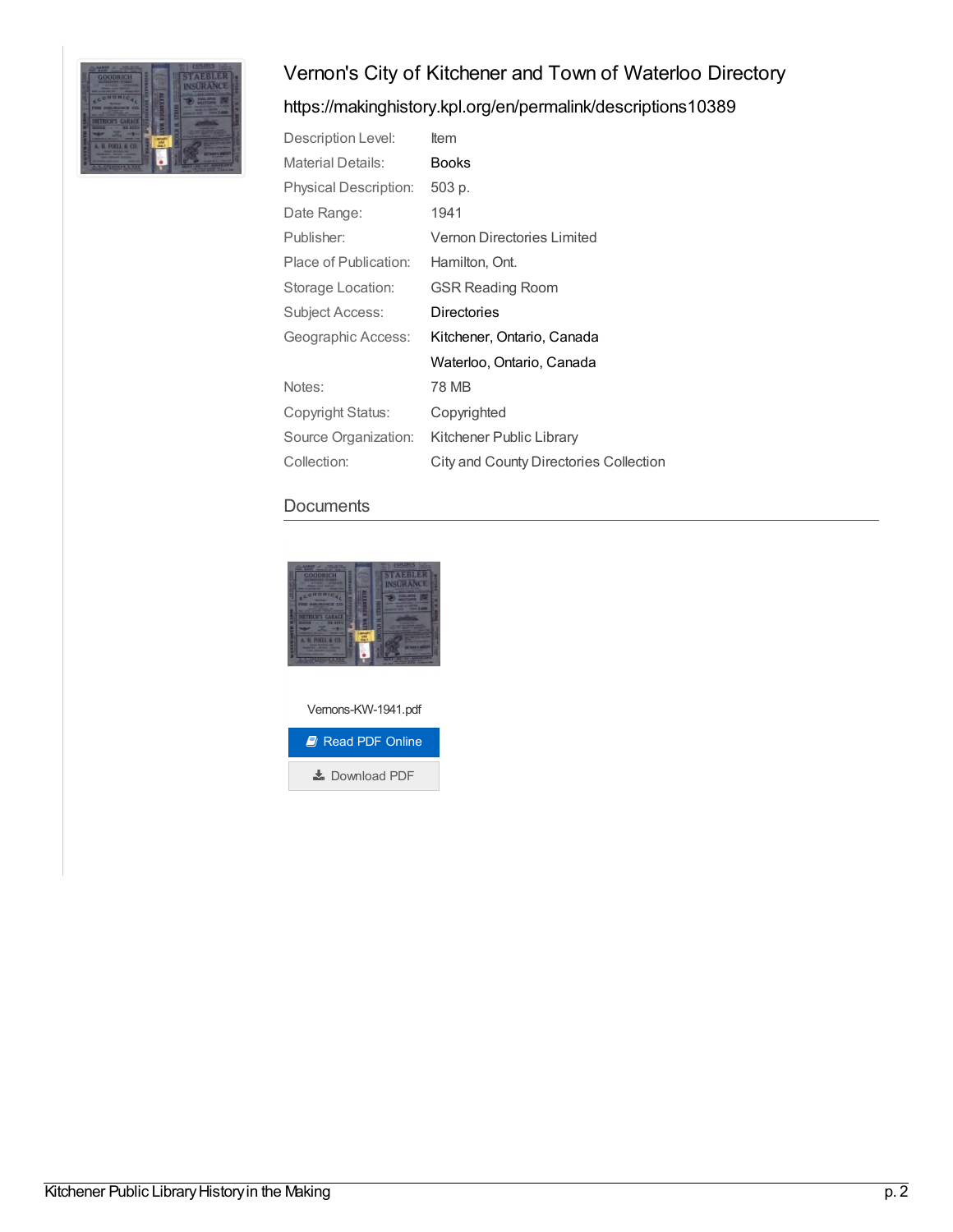# Vernon's City of Kitchener and Town of Waterloo Directory

https://makinghistory.kpl.org/en/permalink/descriptions10389

| | |
|---|---|
| Description Level: | Item |
| Material Details: | Books |
| Physical Description: | 503 p. |
| Date Range: | 1941 |
| Publisher: | Vernon Directories Limited |
| Place of Publication: | Hamilton, Ont. |
| Storage Location: | GSR Reading Room |
| Subject Access: | Directories |
| Geographic Access: | Kitchener, Ontario, Canada |
| | Waterloo, Ontario, Canada |
| Notes: | 78 MB |
| Copyright Status: | Copyrighted |
| Source Organization: | Kitchener Public Library |
| Collection: | City and County Directories Collection |

## Documents

Vernons-KW-1941.pdf

Read PDF Online

Download PDF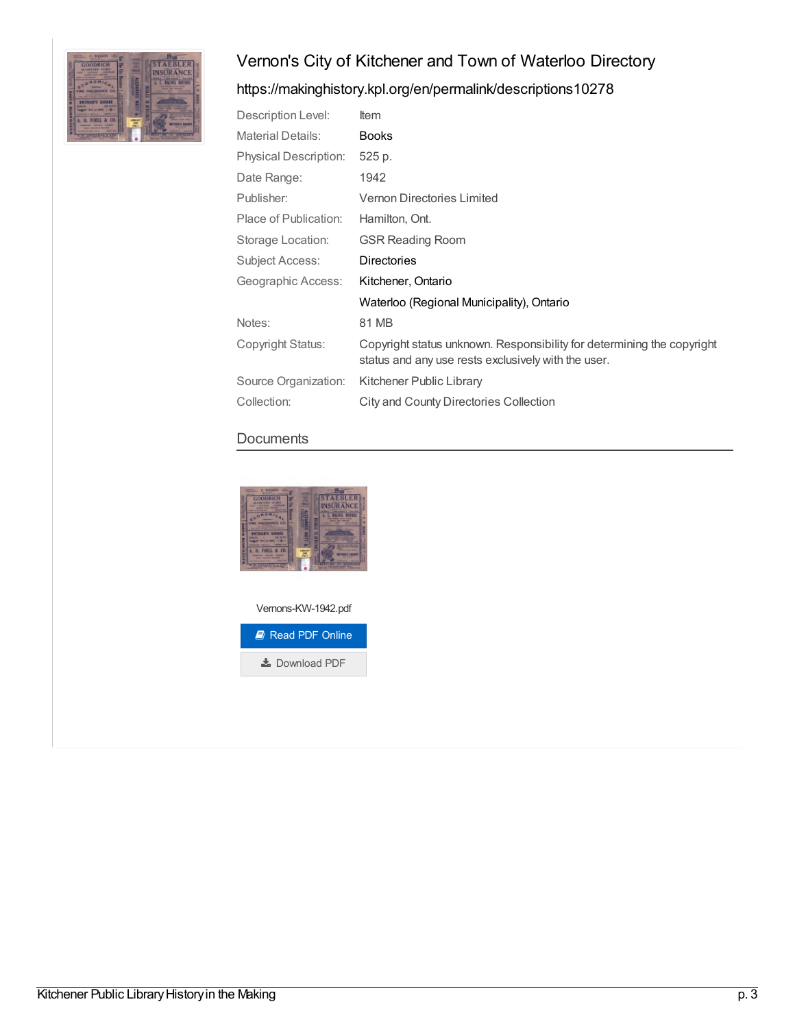# Vernon's City of Kitchener and Town of Waterloo Directory

https://makinghistory.kpl.org/en/permalink/descriptions10278

| | |
|---|---|
| Description Level: | Item |
| Material Details: | Books |
| Physical Description: | 525 p. |
| Date Range: | 1942 |
| Publisher: | Vernon Directories Limited |
| Place of Publication: | Hamilton, Ont. |
| Storage Location: | GSR Reading Room |
| Subject Access: | Directories |
| Geographic Access: | Kitchener, Ontario |
| | Waterloo (Regional Municipality), Ontario |
| Notes: | 81 MB |
| Copyright Status: | Copyright status unknown. Responsibility for determining the copyright status and any use rests exclusively with the user. |
| Source Organization: | Kitchener Public Library |
| Collection: | City and County Directories Collection |

## Documents

Vernons-KW-1942.pdf

Read PDF Online

Download PDF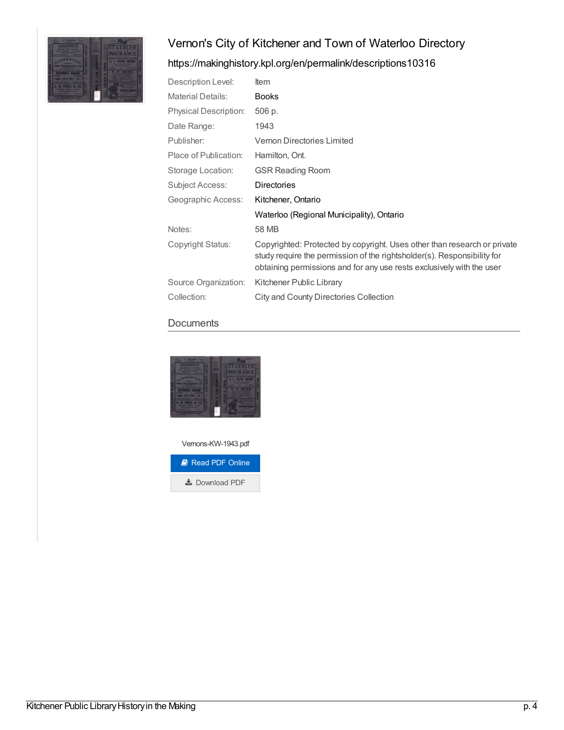# Vernon's City of Kitchener and Town of Waterloo Directory

https://makinghistory.kpl.org/en/permalink/descriptions10316

| | |
|---|---|
| Description Level: | Item |
| Material Details: | Books |
| Physical Description: | 506 p. |
| Date Range: | 1943 |
| Publisher: | Vernon Directories Limited |
| Place of Publication: | Hamilton, Ont. |
| Storage Location: | GSR Reading Room |
| Subject Access: | Directories |
| Geographic Access: | Kitchener, Ontario<br>Waterloo (Regional Municipality), Ontario |
| Notes: | 58 MB |
| Copyright Status: | Copyrighted: Protected by copyright. Uses other than research or private study require the permission of the rightsholder(s). Responsibility for obtaining permissions and for any use rests exclusively with the user |
| Source Organization: | Kitchener Public Library |
| Collection: | City and County Directories Collection |

## Documents

Vernons-KW-1943.pdf

Read PDF Online

Download PDF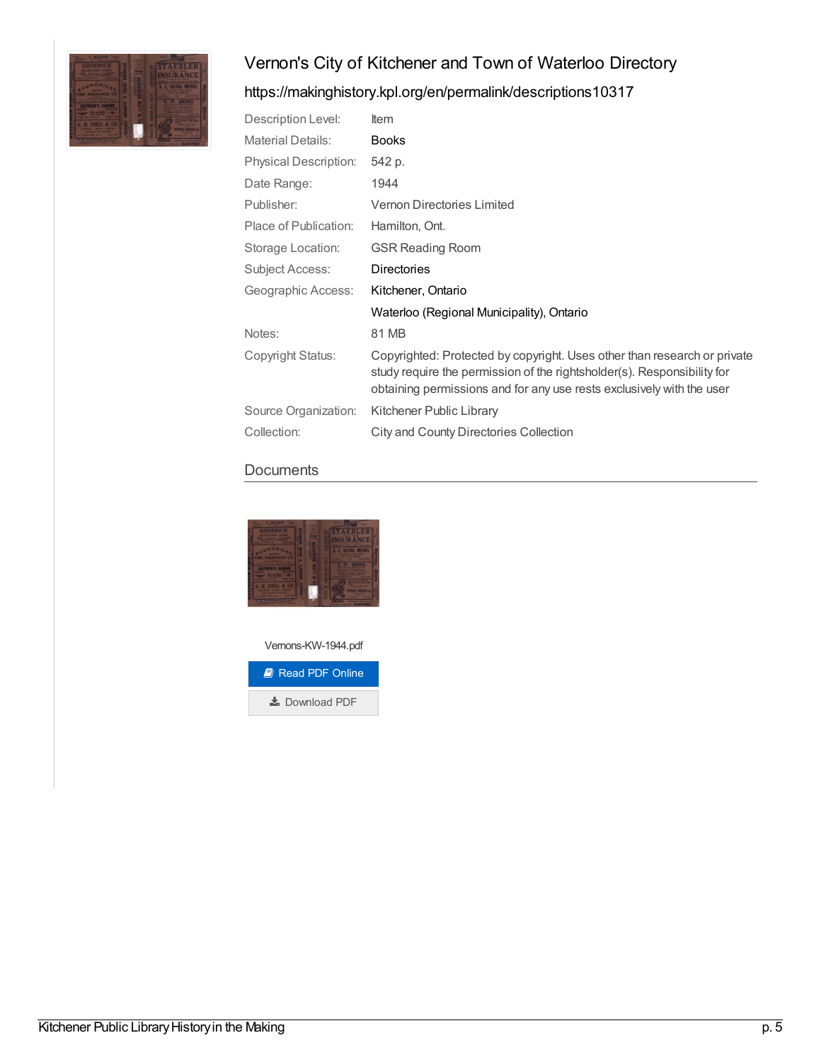# Vernon's City of Kitchener and Town of Waterloo Directory

## https://makinghistory.kpl.org/en/permalink/descriptions10317

| | |
|---|---|
| Description Level: | Item |
| Material Details: | Books |
| Physical Description: | 542 p. |
| Date Range: | 1944 |
| Publisher: | Vernon Directories Limited |
| Place of Publication: | Hamilton, Ont. |
| Storage Location: | GSR Reading Room |
| Subject Access: | Directories |
| Geographic Access: | Kitchener, Ontario |
| | Waterloo (Regional Municipality), Ontario |
| Notes: | 81 MB |
| Copyright Status: | Copyrighted: Protected by copyright. Uses other than research or private study require the permission of the rightsholder(s). Responsibility for obtaining permissions and for any use rests exclusively with the user |
| Source Organization: | Kitchener Public Library |
| Collection: | City and County Directories Collection |

### Documents

Vernons-KW-1944.pdf

Read PDF Online

Download PDF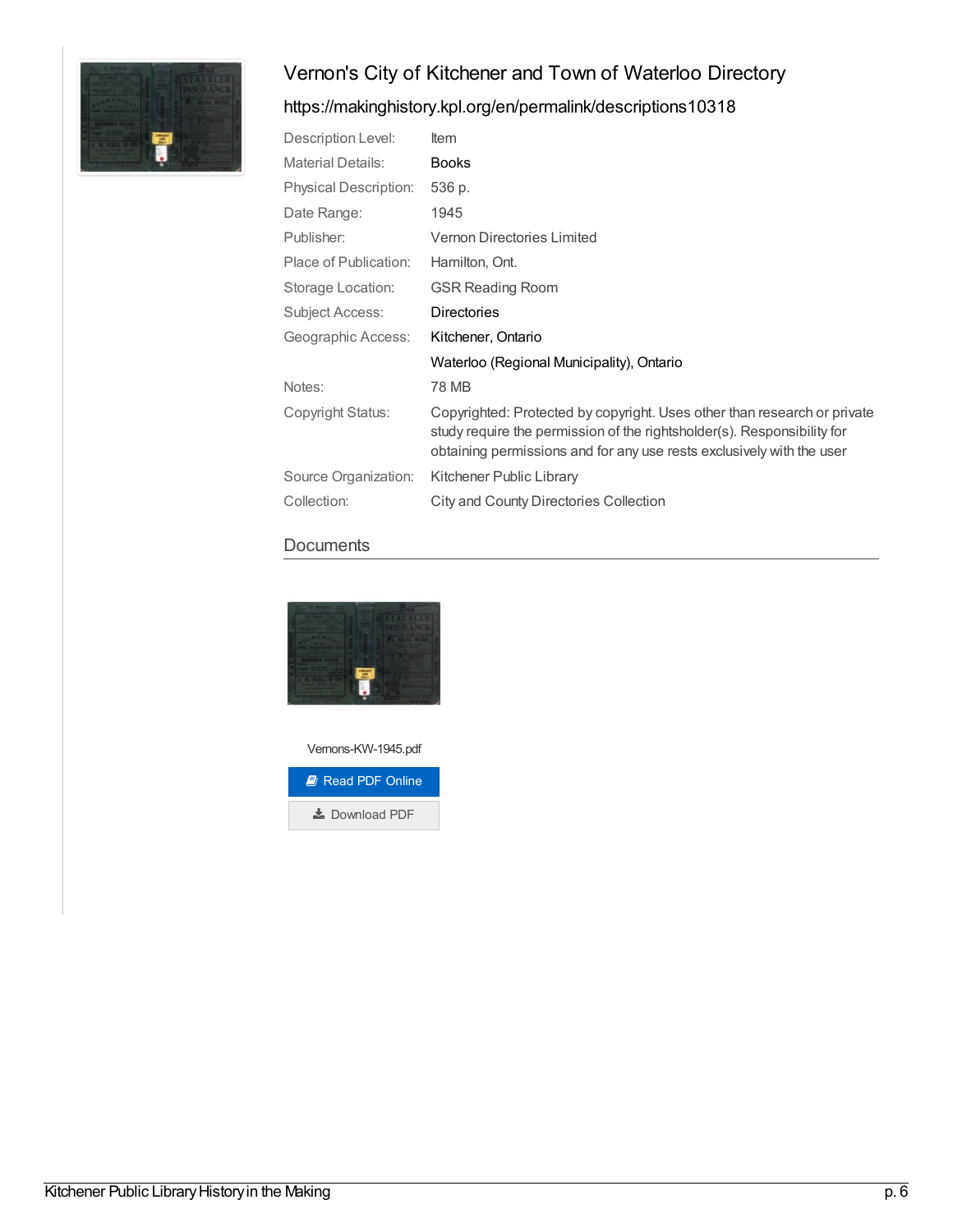# Vernon's City of Kitchener and Town of Waterloo Directory

https://makinghistory.kpl.org/en/permalink/descriptions10318

| | |
|---|---|
| Description Level: | Item |
| Material Details: | Books |
| Physical Description: | 536 p. |
| Date Range: | 1945 |
| Publisher: | Vernon Directories Limited |
| Place of Publication: | Hamilton, Ont. |
| Storage Location: | GSR Reading Room |
| Subject Access: | Directories |
| Geographic Access: | Kitchener, Ontario |
| | Waterloo (Regional Municipality), Ontario |
| Notes: | 78 MB |
| Copyright Status: | Copyrighted: Protected by copyright. Uses other than research or private study require the permission of the rightsholder(s). Responsibility for obtaining permissions and for any use rests exclusively with the user |
| Source Organization: | Kitchener Public Library |
| Collection: | City and County Directories Collection |

## Documents

Vernons-KW-1945.pdf

Read PDF Online

Download PDF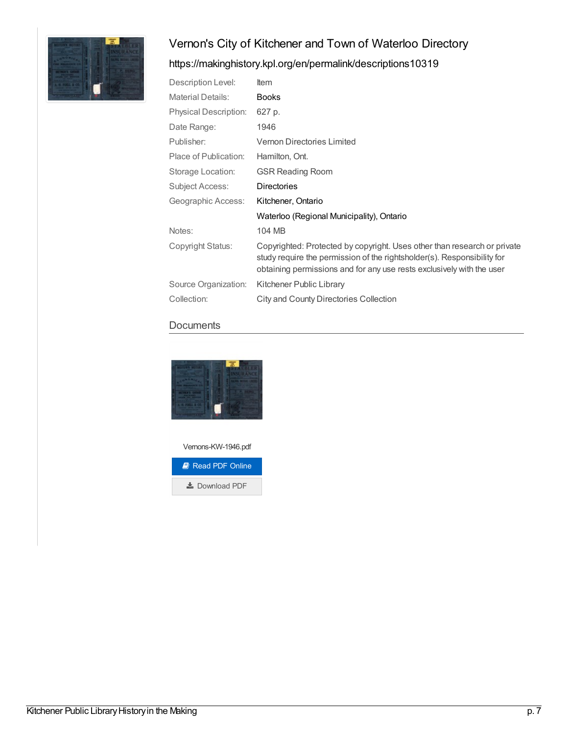# Vernon's City of Kitchener and Town of Waterloo Directory

https://makinghistory.kpl.org/en/permalink/descriptions10319

| | |
|---|---|
| Description Level: | Item |
| Material Details: | Books |
| Physical Description: | 627 p. |
| Date Range: | 1946 |
| Publisher: | Vernon Directories Limited |
| Place of Publication: | Hamilton, Ont. |
| Storage Location: | GSR Reading Room |
| Subject Access: | Directories |
| Geographic Access: | Kitchener, Ontario |
| | Waterloo (Regional Municipality), Ontario |
| Notes: | 104 MB |
| Copyright Status: | Copyrighted: Protected by copyright. Uses other than research or private study require the permission of the rightsholder(s). Responsibility for obtaining permissions and for any use rests exclusively with the user |
| Source Organization: | Kitchener Public Library |
| Collection: | City and County Directories Collection |

## Documents

Vernons-KW-1946.pdf

Read PDF Online

Download PDF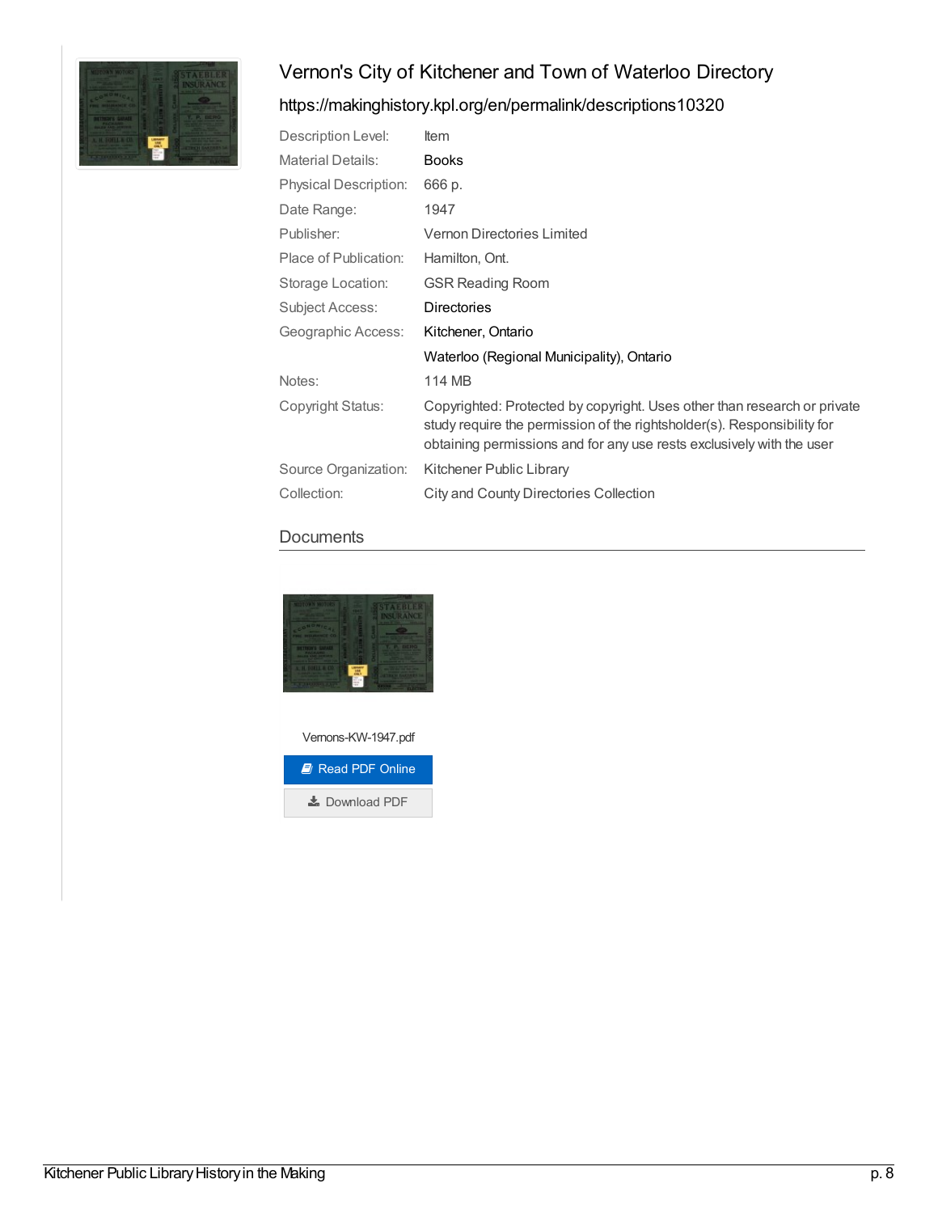# Vernon's City of Kitchener and Town of Waterloo Directory

https://makinghistory.kpl.org/en/permalink/descriptions10320

| | |
|---|---|
| Description Level: | Item |
| Material Details: | Books |
| Physical Description: | 666 p. |
| Date Range: | 1947 |
| Publisher: | Vernon Directories Limited |
| Place of Publication: | Hamilton, Ont. |
| Storage Location: | GSR Reading Room |
| Subject Access: | Directories |
| Geographic Access: | Kitchener, Ontario |
| | Waterloo (Regional Municipality), Ontario |
| Notes: | 114 MB |
| Copyright Status: | Copyrighted: Protected by copyright. Uses other than research or private study require the permission of the rightsholder(s). Responsibility for obtaining permissions and for any use rests exclusively with the user |
| Source Organization: | Kitchener Public Library |
| Collection: | City and County Directories Collection |

## Documents

Vernons-KW-1947.pdf

Read PDF Online

Download PDF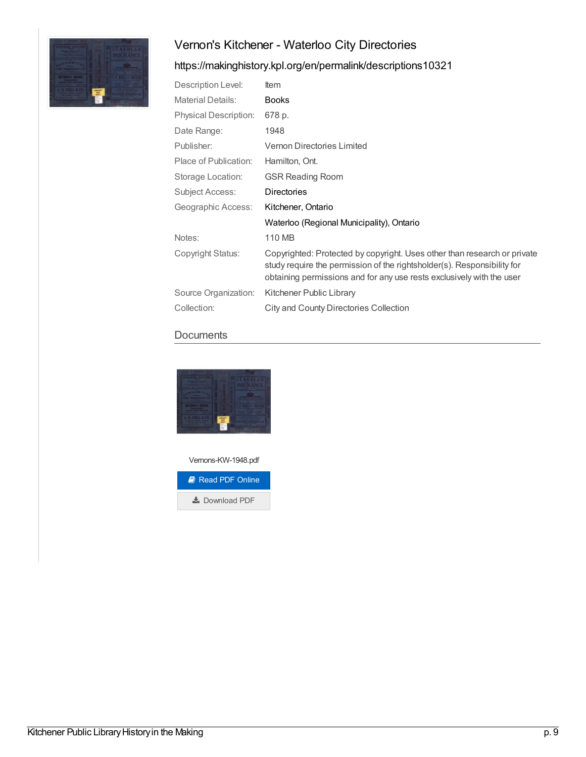# Vernon's Kitchener - Waterloo City Directories

https://makinghistory.kpl.org/en/permalink/descriptions10321

| | |
|---|---|
| Description Level: | Item |
| Material Details: | Books |
| Physical Description: | 678 p. |
| Date Range: | 1948 |
| Publisher: | Vernon Directories Limited |
| Place of Publication: | Hamilton, Ont. |
| Storage Location: | GSR Reading Room |
| Subject Access: | Directories |
| Geographic Access: | Kitchener, Ontario |
| | Waterloo (Regional Municipality), Ontario |
| Notes: | 110 MB |
| Copyright Status: | Copyrighted: Protected by copyright. Uses other than research or private study require the permission of the rightsholder(s). Responsibility for obtaining permissions and for any use rests exclusively with the user |
| Source Organization: | Kitchener Public Library |
| Collection: | City and County Directories Collection |

## Documents

Vernons-KW-1948.pdf

Read PDF Online

Download PDF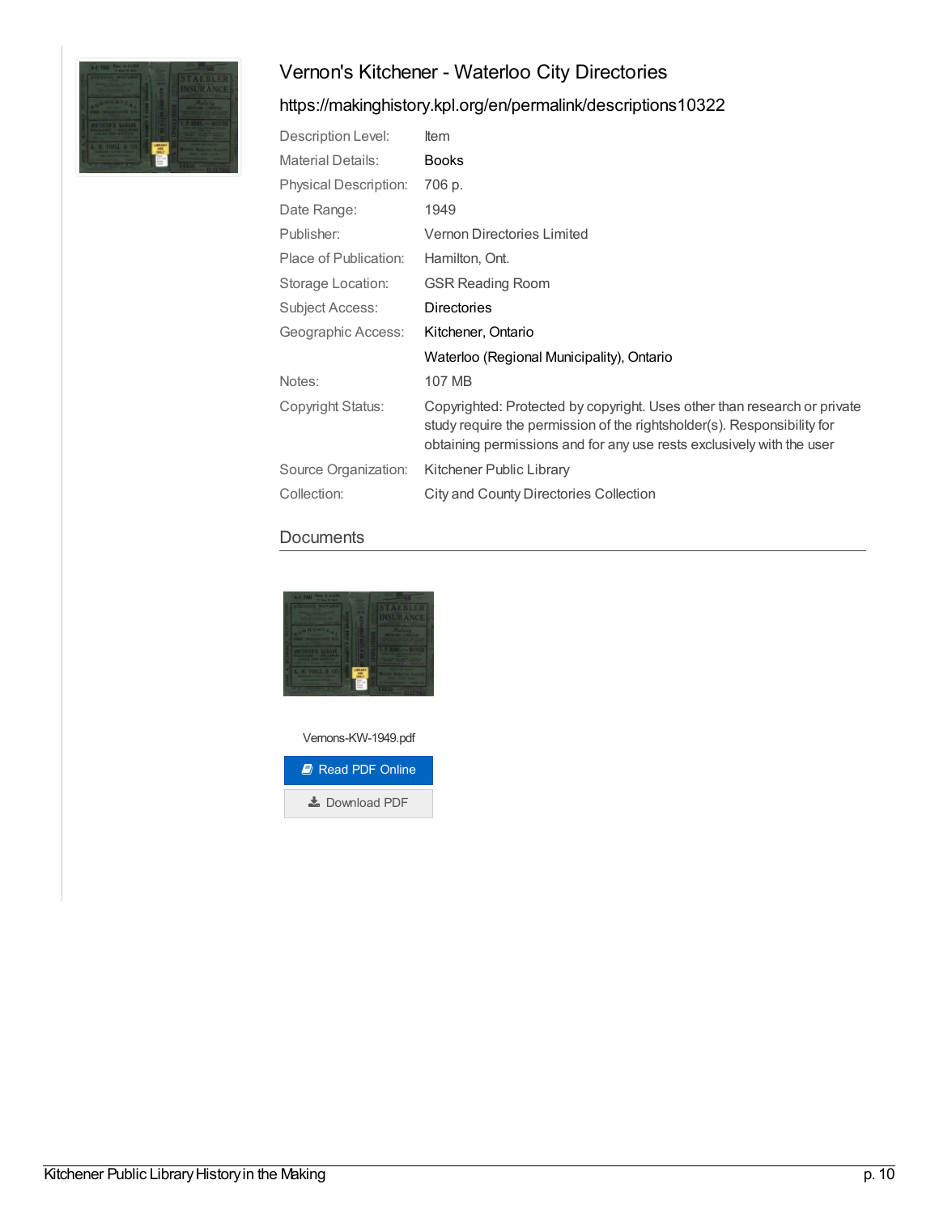# Vernon's Kitchener - Waterloo City Directories

## https://makinghistory.kpl.org/en/permalink/descriptions10322

| | |
|---|---|
| Description Level: | Item |
| Material Details: | Books |
| Physical Description: | 706 p. |
| Date Range: | 1949 |
| Publisher: | Vernon Directories Limited |
| Place of Publication: | Hamilton, Ont. |
| Storage Location: | GSR Reading Room |
| Subject Access: | Directories |
| Geographic Access: | Kitchener, Ontario |
| | Waterloo (Regional Municipality), Ontario |
| Notes: | 107 MB |
| Copyright Status: | Copyrighted: Protected by copyright. Uses other than research or private study require the permission of the rightsholder(s). Responsibility for obtaining permissions and for any use rests exclusively with the user |
| Source Organization: | Kitchener Public Library |
| Collection: | City and County Directories Collection |

### Documents

Vernons-KW-1949.pdf

Read PDF Online

Download PDF